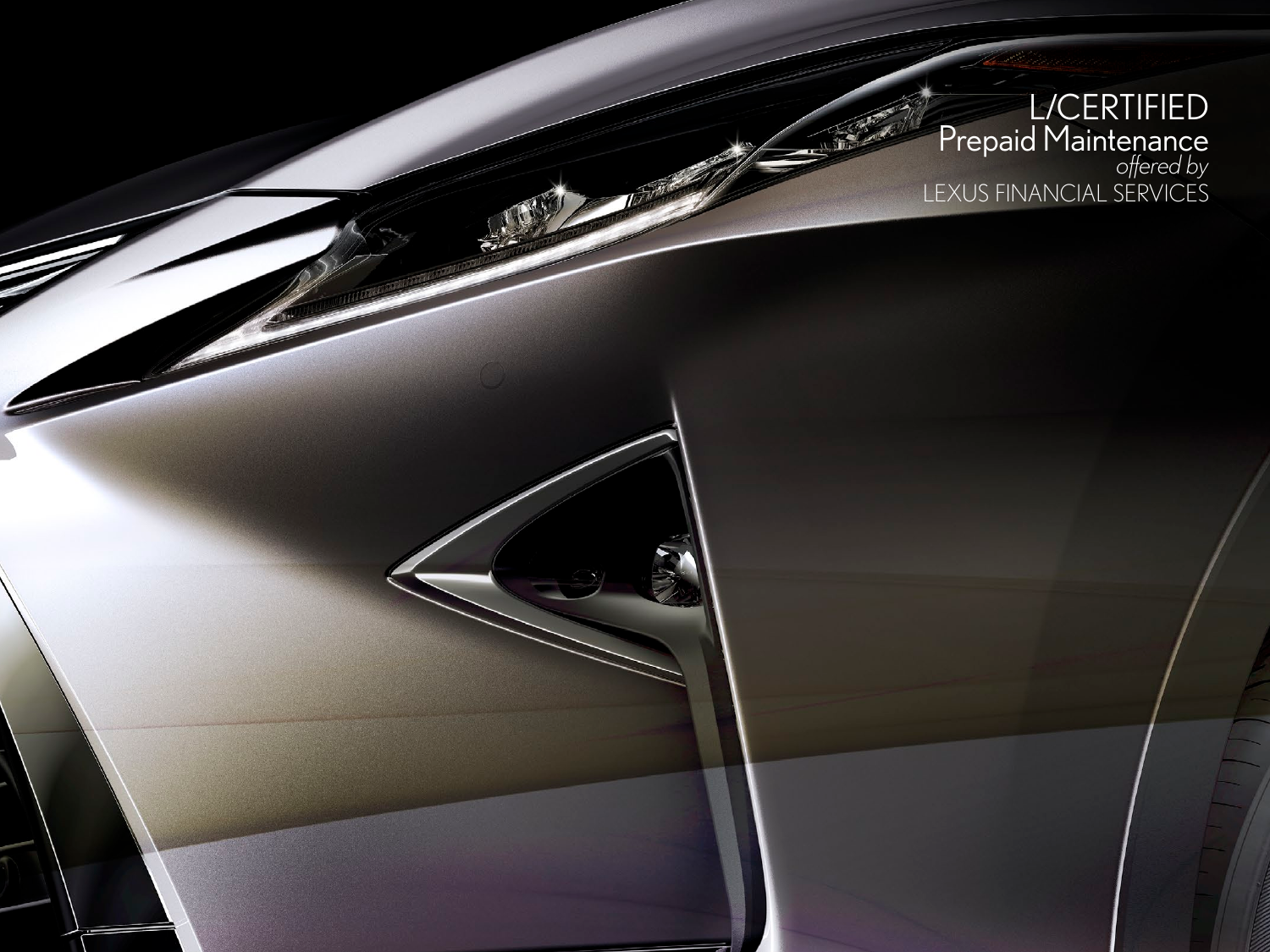# L/CERTIFIED
## Prepaid Maintenance
*offered by*
LEXUS FINANCIAL SERVICES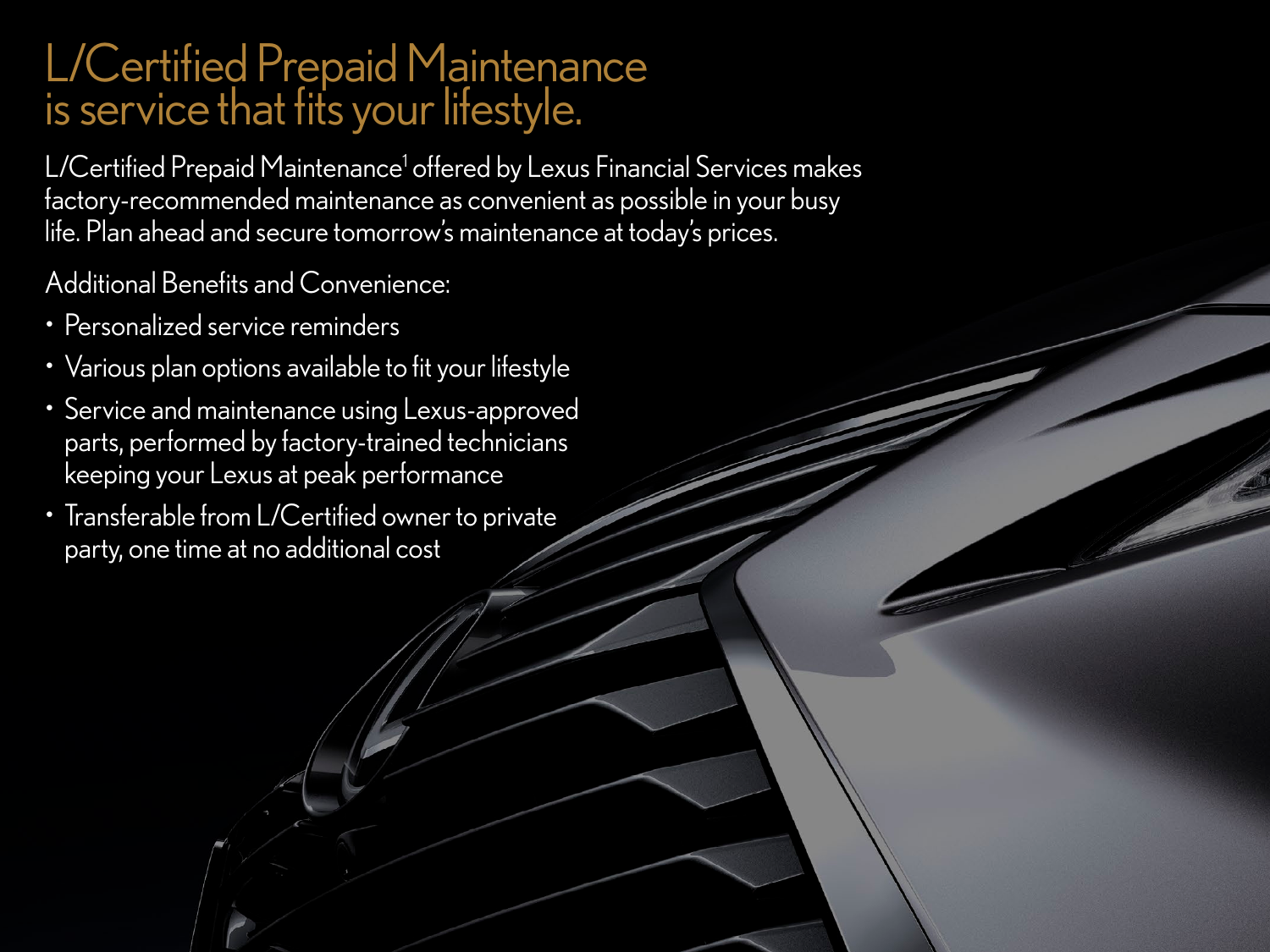# L/Certified Prepaid Maintenance is service that fits your lifestyle.

L/Certified Prepaid Maintenance[1] offered by Lexus Financial Services makes factory-recommended maintenance as convenient as possible in your busy life. Plan ahead and secure tomorrow's maintenance at today's prices.

Additional Benefits and Convenience:

- Personalized service reminders
- Various plan options available to fit your lifestyle
- Service and maintenance using Lexus-approved parts, performed by factory-trained technicians keeping your Lexus at peak performance
- Transferable from L/Certified owner to private party, one time at no additional cost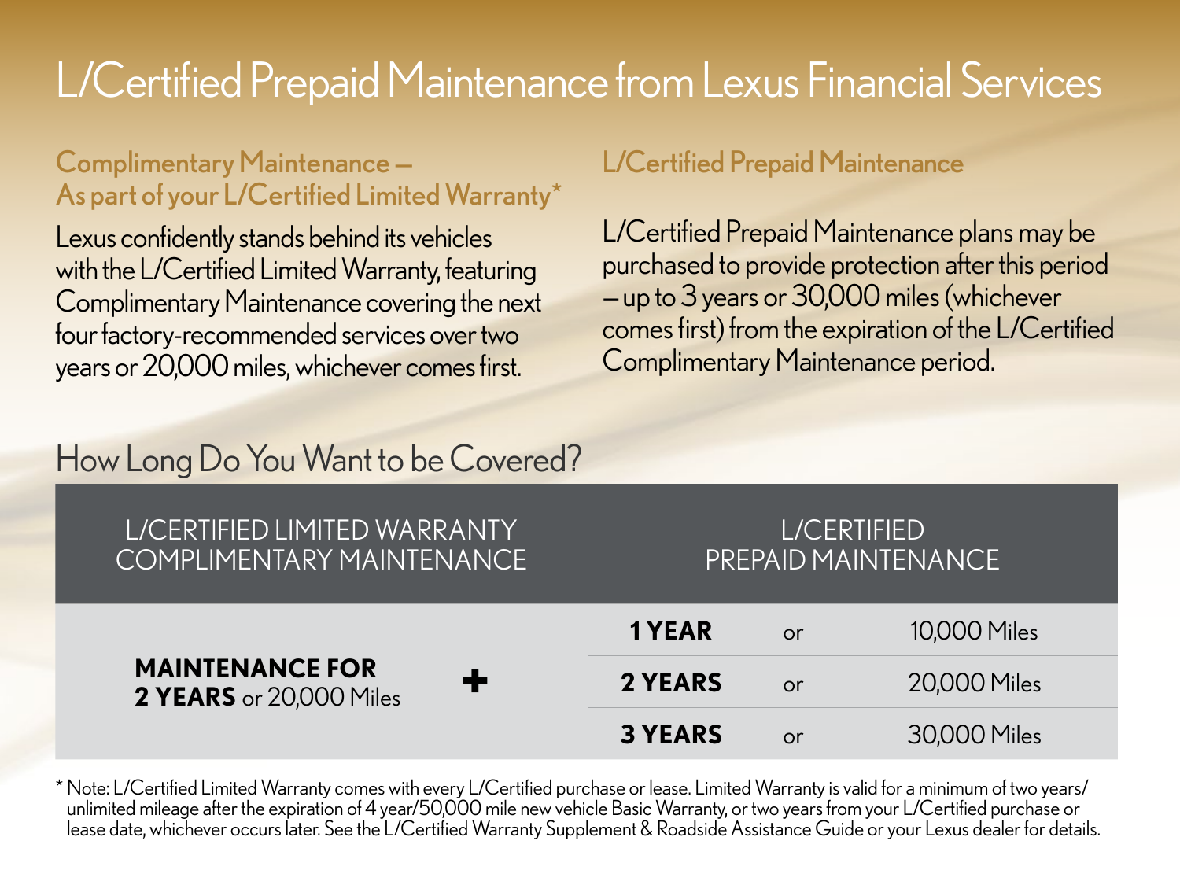# L/Certified Prepaid Maintenance from Lexus Financial Services

## Complimentary Maintenance – As part of your L/Certified Limited Warranty*

Lexus confidently stands behind its vehicles with the L/Certified Limited Warranty, featuring Complimentary Maintenance covering the next four factory-recommended services over two years or 20,000 miles, whichever comes first.

## L/Certified Prepaid Maintenance

L/Certified Prepaid Maintenance plans may be purchased to provide protection after this period – up to 3 years or 30,000 miles (whichever comes first) from the expiration of the L/Certified Complimentary Maintenance period.

## How Long Do You Want to be Covered?

| L/CERTIFIED LIMITED WARRANTY COMPLIMENTARY MAINTENANCE | | L/CERTIFIED PREPAID MAINTENANCE | | |
|---|---|---|---|---|
| **MAINTENANCE FOR 2 YEARS** or 20,000 Miles | **+** | **1 YEAR** | or | 10,000 Miles |
| | | **2 YEARS** | or | 20,000 Miles |
| | | **3 YEARS** | or | 30,000 Miles |

* Note: L/Certified Limited Warranty comes with every L/Certified purchase or lease. Limited Warranty is valid for a minimum of two years/ unlimited mileage after the expiration of 4 year/50,000 mile new vehicle Basic Warranty, or two years from your L/Certified purchase or lease date, whichever occurs later. See the L/Certified Warranty Supplement & Roadside Assistance Guide or your Lexus dealer for details.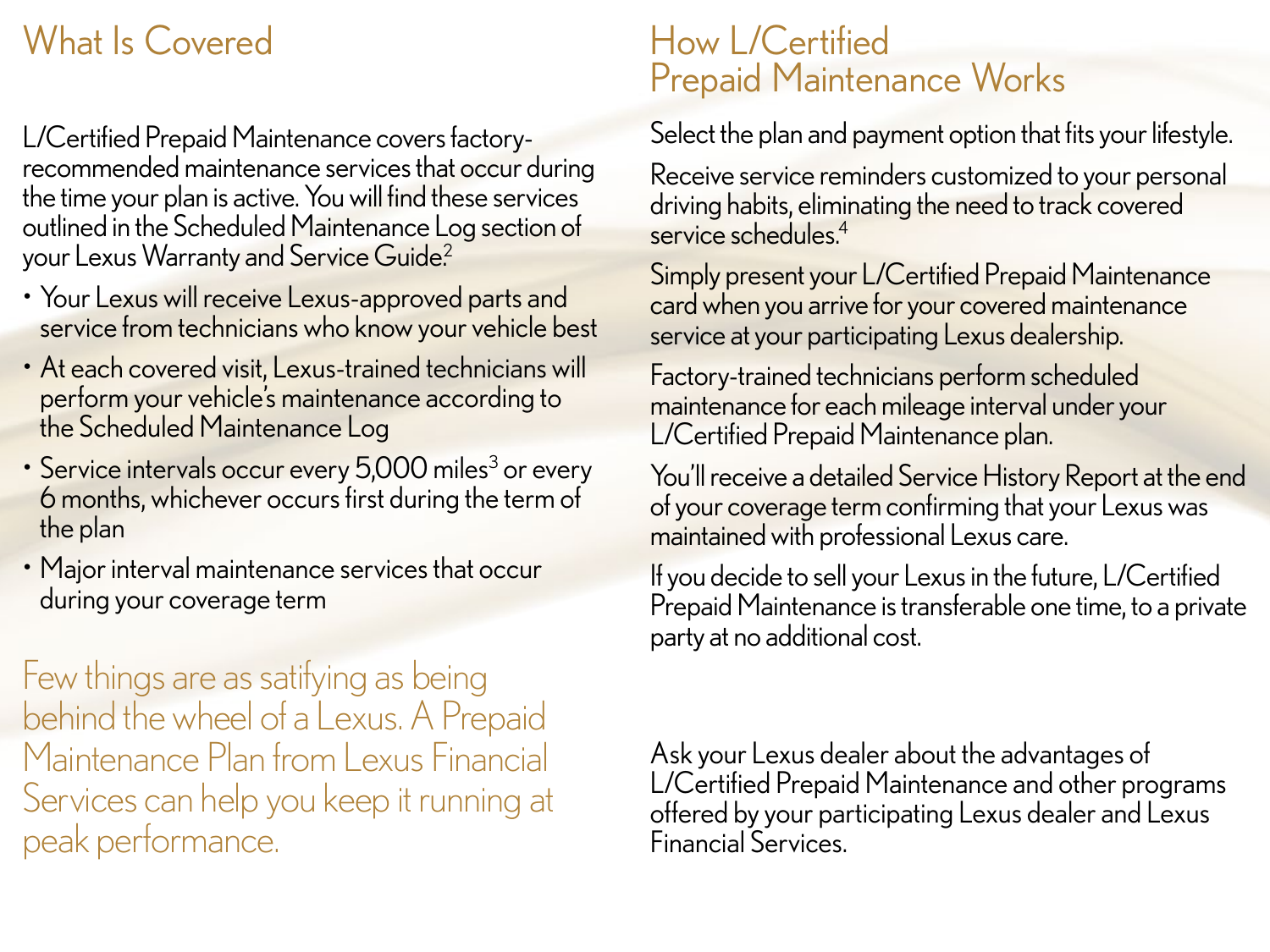## What Is Covered

L/Certified Prepaid Maintenance covers factory-recommended maintenance services that occur during the time your plan is active. You will find these services outlined in the Scheduled Maintenance Log section of your Lexus Warranty and Service Guide.[2]

- Your Lexus will receive Lexus-approved parts and service from technicians who know your vehicle best
- At each covered visit, Lexus-trained technicians will perform your vehicle's maintenance according to the Scheduled Maintenance Log
- Service intervals occur every 5,000 miles[3] or every 6 months, whichever occurs first during the term of the plan
- Major interval maintenance services that occur during your coverage term

Few things are as satifying as being behind the wheel of a Lexus. A Prepaid Maintenance Plan from Lexus Financial Services can help you keep it running at peak performance.

## How L/Certified Prepaid Maintenance Works

Select the plan and payment option that fits your lifestyle.

Receive service reminders customized to your personal driving habits, eliminating the need to track covered service schedules.[4]

Simply present your L/Certified Prepaid Maintenance card when you arrive for your covered maintenance service at your participating Lexus dealership.

Factory-trained technicians perform scheduled maintenance for each mileage interval under your L/Certified Prepaid Maintenance plan.

You'll receive a detailed Service History Report at the end of your coverage term confirming that your Lexus was maintained with professional Lexus care.

If you decide to sell your Lexus in the future, L/Certified Prepaid Maintenance is transferable one time, to a private party at no additional cost.

Ask your Lexus dealer about the advantages of L/Certified Prepaid Maintenance and other programs offered by your participating Lexus dealer and Lexus Financial Services.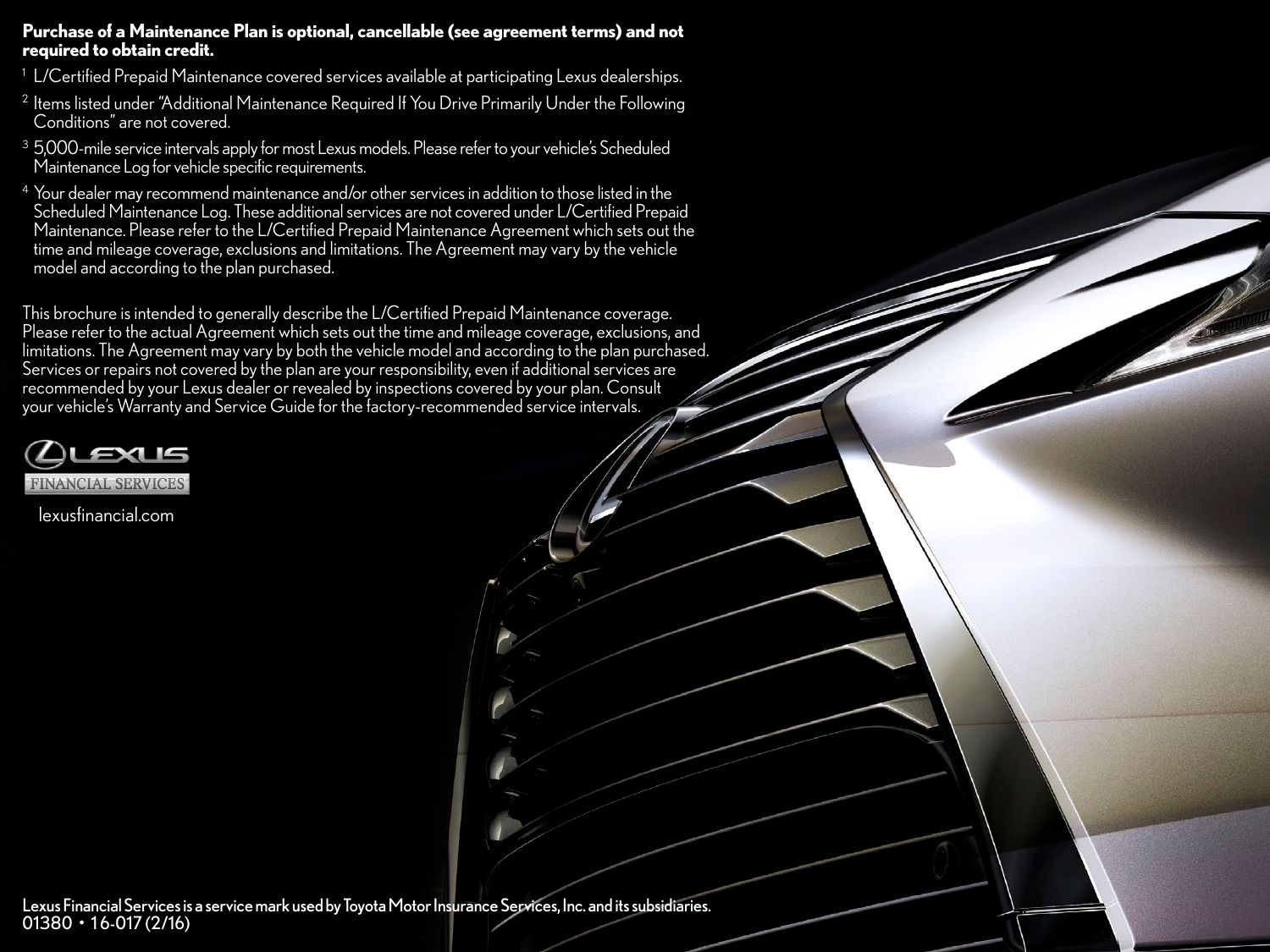**Purchase of a Maintenance Plan is optional, cancellable (see agreement terms) and not required to obtain credit.**

[1] L/Certified Prepaid Maintenance covered services available at participating Lexus dealerships.

[2] Items listed under "Additional Maintenance Required If You Drive Primarily Under the Following Conditions" are not covered.

[3] 5,000-mile service intervals apply for most Lexus models. Please refer to your vehicle's Scheduled Maintenance Log for vehicle specific requirements.

[4] Your dealer may recommend maintenance and/or other services in addition to those listed in the Scheduled Maintenance Log. These additional services are not covered under L/Certified Prepaid Maintenance. Please refer to the L/Certified Prepaid Maintenance Agreement which sets out the time and mileage coverage, exclusions and limitations. The Agreement may vary by the vehicle model and according to the plan purchased.

This brochure is intended to generally describe the L/Certified Prepaid Maintenance coverage. Please refer to the actual Agreement which sets out the time and mileage coverage, exclusions, and limitations. The Agreement may vary by both the vehicle model and according to the plan purchased. Services or repairs not covered by the plan are your responsibility, even if additional services are recommended by your Lexus dealer or revealed by inspections covered by your plan. Consult your vehicle's Warranty and Service Guide for the factory-recommended service intervals.

LEXUS FINANCIAL SERVICES

lexusfinancial.com

**Lexus Financial Services is a service mark used by Toyota Motor Insurance Services, Inc. and its subsidiaries.**
01380 • 16-017 (2/16)